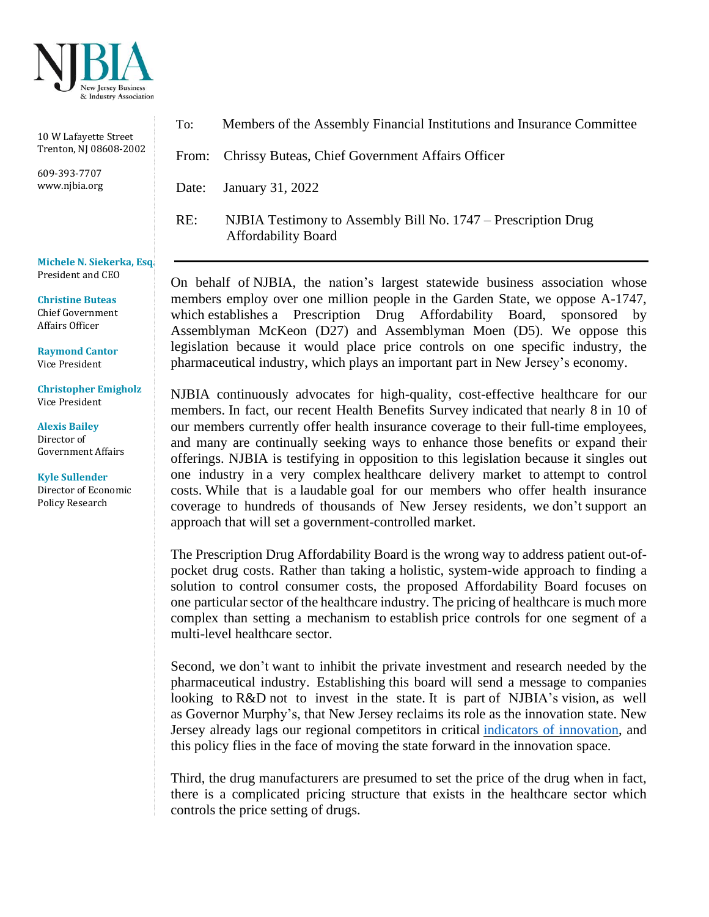NJBIA
New Jersey Business & Industry Association

10 W Lafayette Street
Trenton, NJ 08608-2002

609-393-7707
www.njbia.org

**Michele N. Siekerka, Esq.**
President and CEO

**Christine Buteas**
Chief Government Affairs Officer

**Raymond Cantor**
Vice President

**Christopher Emigholz**
Vice President

**Alexis Bailey**
Director of Government Affairs

**Kyle Sullender**
Director of Economic Policy Research

To: Members of the Assembly Financial Institutions and Insurance Committee

From: Chrissy Buteas, Chief Government Affairs Officer

Date: January 31, 2022

RE: NJBIA Testimony to Assembly Bill No. 1747 – Prescription Drug Affordability Board

---

On behalf of NJBIA, the nation's largest statewide business association whose members employ over one million people in the Garden State, we oppose A-1747, which establishes a Prescription Drug Affordability Board, sponsored by Assemblyman McKeon (D27) and Assemblyman Moen (D5). We oppose this legislation because it would place price controls on one specific industry, the pharmaceutical industry, which plays an important part in New Jersey's economy.

NJBIA continuously advocates for high-quality, cost-effective healthcare for our members. In fact, our recent Health Benefits Survey indicated that nearly 8 in 10 of our members currently offer health insurance coverage to their full-time employees, and many are continually seeking ways to enhance those benefits or expand their offerings. NJBIA is testifying in opposition to this legislation because it singles out one industry in a very complex healthcare delivery market to attempt to control costs. While that is a laudable goal for our members who offer health insurance coverage to hundreds of thousands of New Jersey residents, we don't support an approach that will set a government-controlled market.

The Prescription Drug Affordability Board is the wrong way to address patient out-of-pocket drug costs. Rather than taking a holistic, system-wide approach to finding a solution to control consumer costs, the proposed Affordability Board focuses on one particular sector of the healthcare industry. The pricing of healthcare is much more complex than setting a mechanism to establish price controls for one segment of a multi-level healthcare sector.

Second, we don't want to inhibit the private investment and research needed by the pharmaceutical industry. Establishing this board will send a message to companies looking to R&D not to invest in the state. It is part of NJBIA's vision, as well as Governor Murphy's, that New Jersey reclaims its role as the innovation state. New Jersey already lags our regional competitors in critical indicators of innovation, and this policy flies in the face of moving the state forward in the innovation space.

Third, the drug manufacturers are presumed to set the price of the drug when in fact, there is a complicated pricing structure that exists in the healthcare sector which controls the price setting of drugs.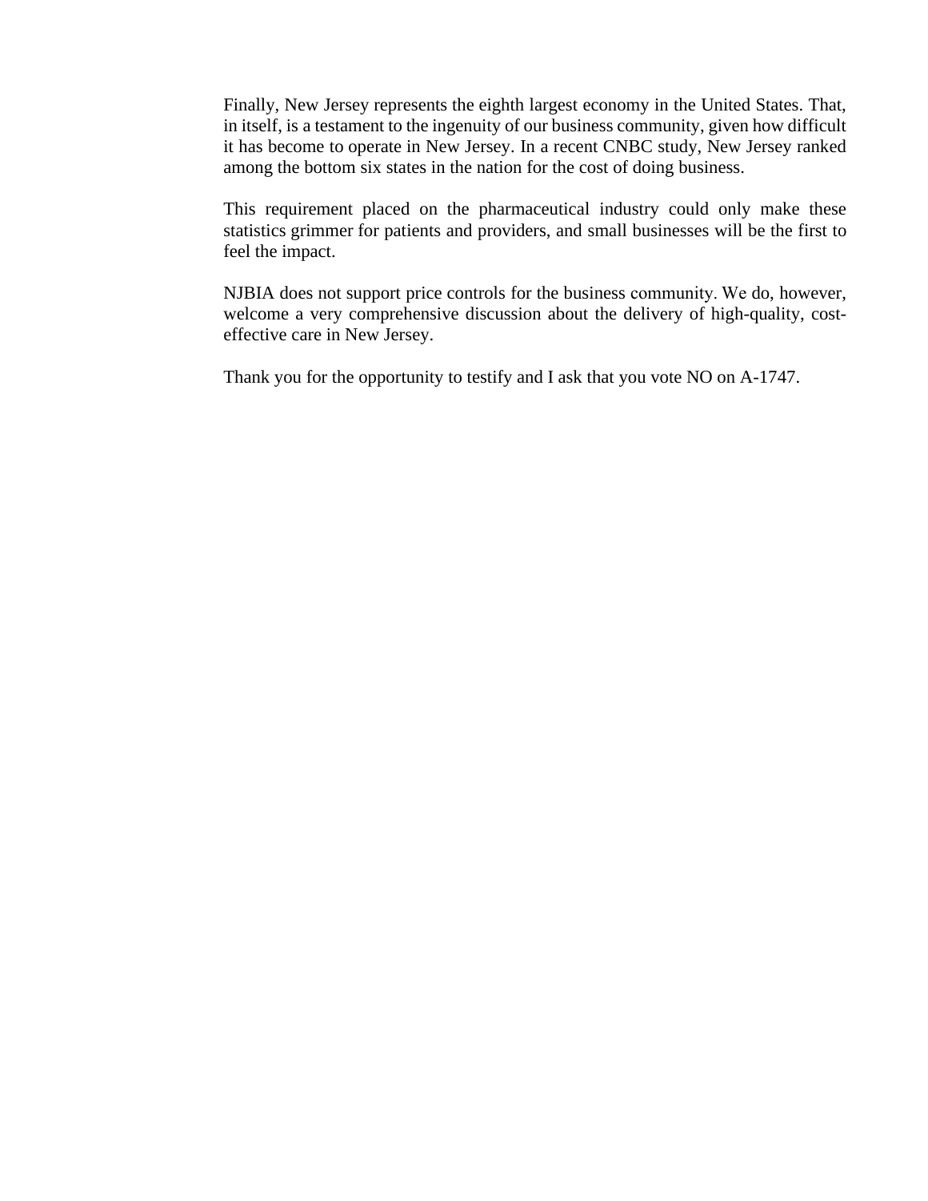Finally, New Jersey represents the eighth largest economy in the United States. That, in itself, is a testament to the ingenuity of our business community, given how difficult it has become to operate in New Jersey. In a recent CNBC study, New Jersey ranked among the bottom six states in the nation for the cost of doing business.

This requirement placed on the pharmaceutical industry could only make these statistics grimmer for patients and providers, and small businesses will be the first to feel the impact.

NJBIA does not support price controls for the business community. We do, however, welcome a very comprehensive discussion about the delivery of high-quality, cost-effective care in New Jersey.

Thank you for the opportunity to testify and I ask that you vote NO on A-1747.